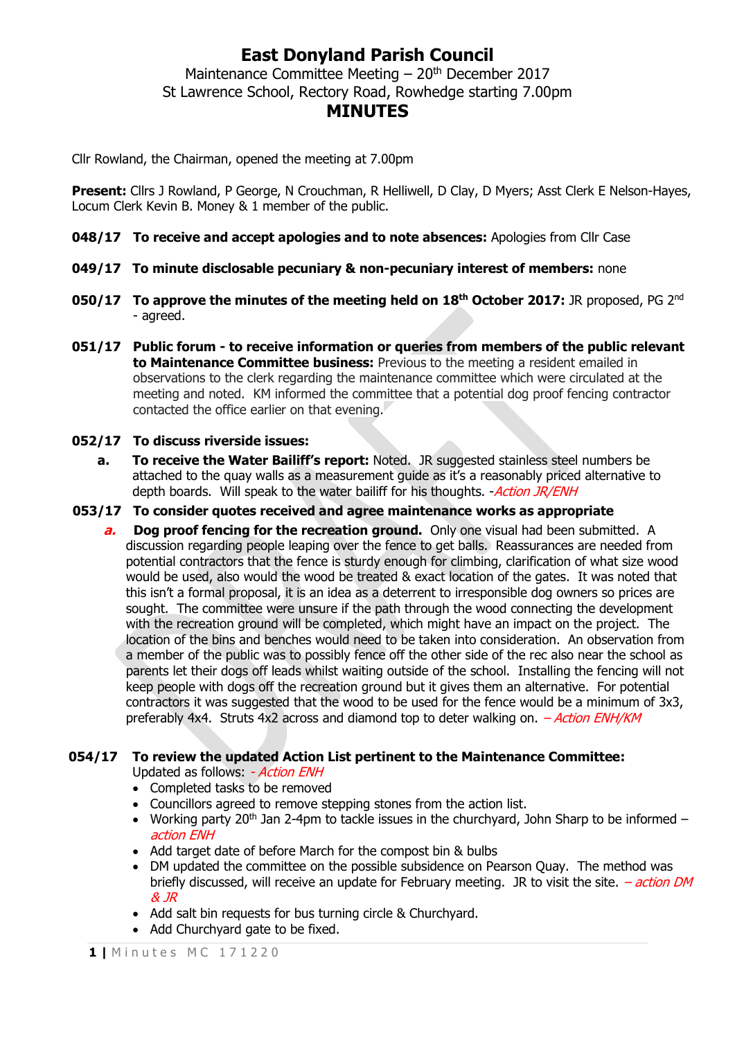# East Donyland Parish Council

Maintenance Committee Meeting – 20th December 2017
St Lawrence School, Rectory Road, Rowhedge starting 7.00pm

## MINUTES

Cllr Rowland, the Chairman, opened the meeting at 7.00pm

**Present:** Cllrs J Rowland, P George, N Crouchman, R Helliwell, D Clay, D Myers; Asst Clerk E Nelson-Hayes, Locum Clerk Kevin B. Money & 1 member of the public.

**048/17 To receive and accept apologies and to note absences:** Apologies from Cllr Case

**049/17 To minute disclosable pecuniary & non-pecuniary interest of members:** none

**050/17 To approve the minutes of the meeting held on 18th October 2017:** JR proposed, PG 2nd - agreed.

**051/17 Public forum - to receive information or queries from members of the public relevant to Maintenance Committee business:** Previous to the meeting a resident emailed in observations to the clerk regarding the maintenance committee which were circulated at the meeting and noted. KM informed the committee that a potential dog proof fencing contractor contacted the office earlier on that evening.

**052/17 To discuss riverside issues:**

**a. To receive the Water Bailiff's report:** Noted. JR suggested stainless steel numbers be attached to the quay walls as a measurement guide as it's a reasonably priced alternative to depth boards. Will speak to the water bailiff for his thoughts. -*Action JR/ENH*

**053/17 To consider quotes received and agree maintenance works as appropriate**

***a.*** **Dog proof fencing for the recreation ground.** Only one visual had been submitted. A discussion regarding people leaping over the fence to get balls. Reassurances are needed from potential contractors that the fence is sturdy enough for climbing, clarification of what size wood would be used, also would the wood be treated & exact location of the gates. It was noted that this isn't a formal proposal, it is an idea as a deterrent to irresponsible dog owners so prices are sought. The committee were unsure if the path through the wood connecting the development with the recreation ground will be completed, which might have an impact on the project. The location of the bins and benches would need to be taken into consideration. An observation from a member of the public was to possibly fence off the other side of the rec also near the school as parents let their dogs off leads whilst waiting outside of the school. Installing the fencing will not keep people with dogs off the recreation ground but it gives them an alternative. For potential contractors it was suggested that the wood to be used for the fence would be a minimum of 3x3, preferably 4x4. Struts 4x2 across and diamond top to deter walking on. *– Action ENH/KM*

**054/17 To review the updated Action List pertinent to the Maintenance Committee:**
Updated as follows: *- Action ENH*

- Completed tasks to be removed
- Councillors agreed to remove stepping stones from the action list.
- Working party 20th Jan 2-4pm to tackle issues in the churchyard, John Sharp to be informed – *action ENH*
- Add target date of before March for the compost bin & bulbs
- DM updated the committee on the possible subsidence on Pearson Quay. The method was briefly discussed, will receive an update for February meeting. JR to visit the site. *– action DM & JR*
- Add salt bin requests for bus turning circle & Churchyard.
- Add Churchyard gate to be fixed.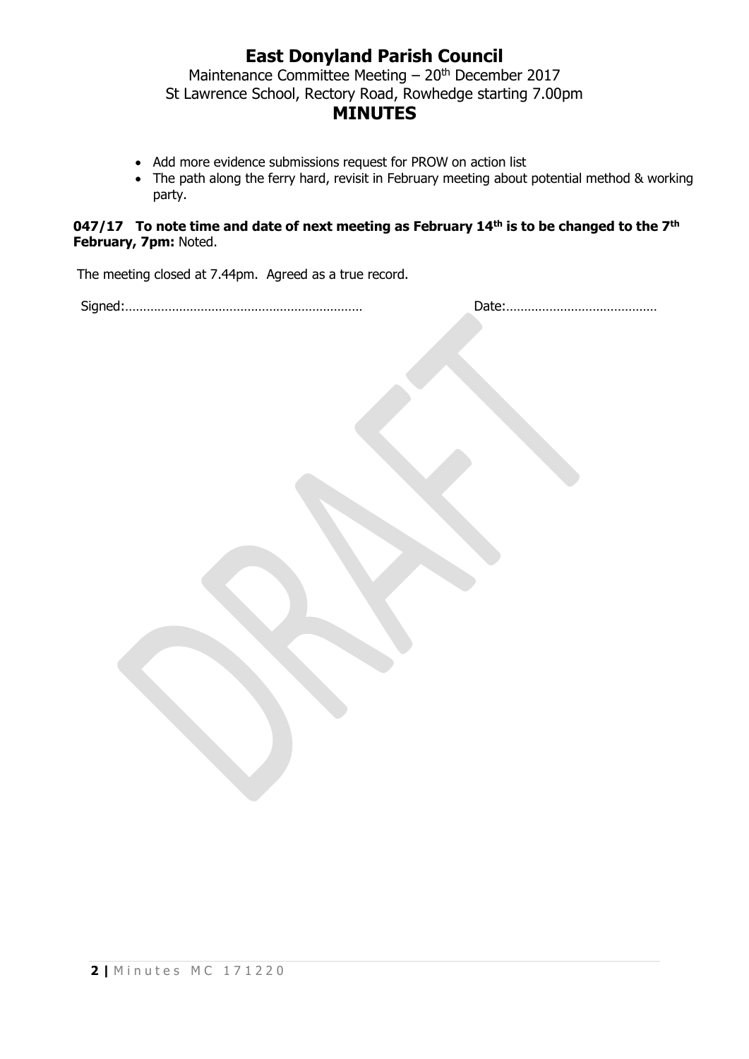# East Donyland Parish Council

Maintenance Committee Meeting – 20th December 2017
St Lawrence School, Rectory Road, Rowhedge starting 7.00pm

## MINUTES

- Add more evidence submissions request for PROW on action list
- The path along the ferry hard, revisit in February meeting about potential method & working party.

**047/17 To note time and date of next meeting as February 14th is to be changed to the 7th February, 7pm:** Noted.

The meeting closed at 7.44pm. Agreed as a true record.

Signed:………………………………………………………… Date:……………………………………